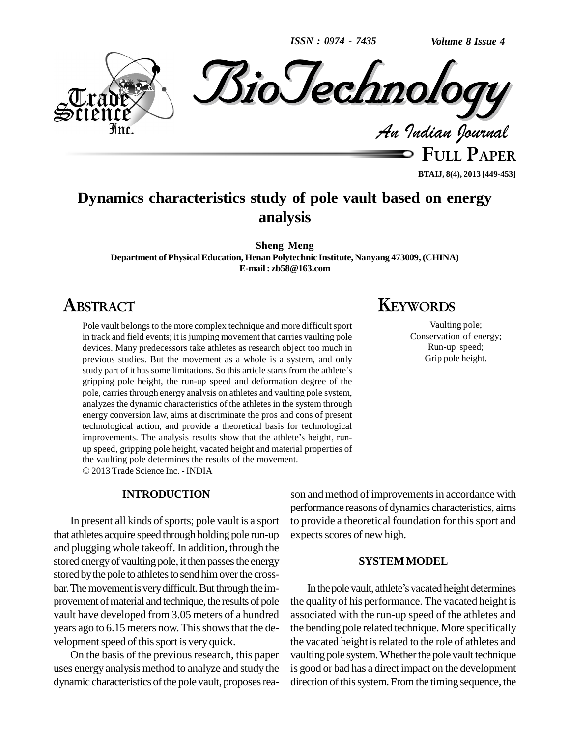# Dynamics characteristics study of pole vault based on energy analysis

**Sheng Meng**

**Department of Physical Education, Henan Polytechnic Institute, Nanyang 473009, (CHINA)**

**E-mail : zb58@163.com**

## ABSTRACT

Pole vault belongs to the more complex technique and more difficult sport in track and field events; it is jumping movement that carries vaulting pole devices. Many predecessors take athletes as research object too much in previous studies. But the movement as a whole is a system, and only study part of it has some limitations. So this article starts from the athlete's gripping pole height, the run-up speed and deformation degree of the pole, carries through energy analysis on athletes and vaulting pole system, analyzes the dynamic characteristics of the athletes in the system through energy conversion law, aims at discriminate the pros and cons of present technological action, and provide a theoretical basis for technological improvements. The analysis results show that the athlete's height, run-up speed, gripping pole height, vacated height and material properties of the vaulting pole determines the results of the movement.

© 2013 Trade Science Inc. - INDIA

## KEYWORDS

Vaulting pole;
Conservation of energy;
Run-up speed;
Grip pole height.

## INTRODUCTION

In present all kinds of sports; pole vault is a sport that athletes acquire speed through holding pole run-up and plugging whole takeoff. In addition, through the stored energy of vaulting pole, it then passes the energy stored by the pole to athletes to send him over the cross-bar. The movement is very difficult. But through the improvement of material and technique, the results of pole vault have developed from 3.05 meters of a hundred years ago to 6.15 meters now. This shows that the development speed of this sport is very quick.

On the basis of the previous research, this paper uses energy analysis method to analyze and study the dynamic characteristics of the pole vault, proposes reason and method of improvements in accordance with performance reasons of dynamics characteristics, aims to provide a theoretical foundation for this sport and expects scores of new high.

## SYSTEM MODEL

In the pole vault, athlete's vacated height determines the quality of his performance. The vacated height is associated with the run-up speed of the athletes and the bending pole related technique. More specifically the vacated height is related to the role of athletes and vaulting pole system. Whether the pole vault technique is good or bad has a direct impact on the development direction of this system. From the timing sequence, the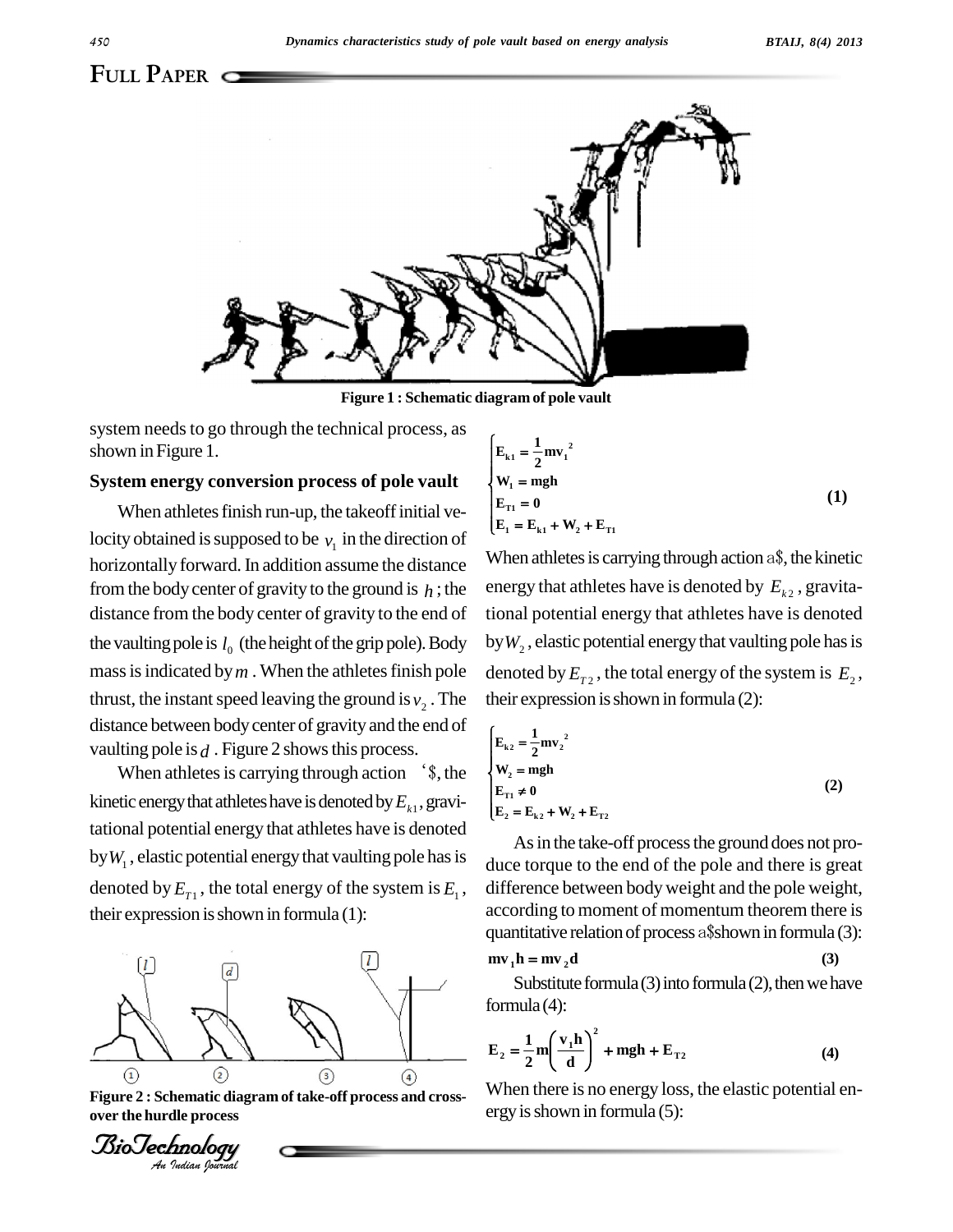Figure 1 : Schematic diagram of pole vault

system needs to go through the technical process, as shown in Figure 1.

### System energy conversion process of pole vault

When athletes finish run-up, the takeoff initial velocity obtained is supposed to be $v_1$ in the direction of horizontally forward. In addition assume the distance from the body center of gravity to the ground is $h$; the distance from the body center of gravity to the end of the vaulting pole is $l_0$ (the height of the grip pole). Body mass is indicated by $m$. When the athletes finish pole thrust, the instant speed leaving the ground is $v_2$. The distance between body center of gravity and the end of vaulting pole is $d$. Figure 2 shows this process.

When athletes is carrying through action ‘$, the kinetic energy that athletes have is denoted by $E_{k1}$, gravitational potential energy that athletes have is denoted by $W_1$, elastic potential energy that vaulting pole has is denoted by $E_{T1}$, the total energy of the system is $E_1$, their expression is shown in formula (1):

Figure 2 : Schematic diagram of take-off process and cross-over the hurdle process

$$\begin{cases} E_{k1} = \frac{1}{2}mv_1^{\,2} \\ W_1 = mgh \\ E_{T1} = 0 \\ E_1 = E_{k1} + W_2 + E_{T1} \end{cases} \quad (1)$$

When athletes is carrying through action a$, the kinetic energy that athletes have is denoted by $E_{k2}$, gravitational potential energy that athletes have is denoted by $W_2$, elastic potential energy that vaulting pole has is denoted by $E_{T2}$, the total energy of the system is $E_2$, their expression is shown in formula (2):

$$\begin{cases} E_{k2} = \frac{1}{2}mv_2^{\,2} \\ W_2 = mgh \\ E_{T1} \neq 0 \\ E_2 = E_{k2} + W_2 + E_{T2} \end{cases} \quad (2)$$

As in the take-off process the ground does not produce torque to the end of the pole and there is great difference between body weight and the pole weight, according to moment of momentum theorem there is quantitative relation of process a$shown in formula (3):

$$mv_1h = mv_2d \quad (3)$$

Substitute formula (3) into formula (2), then we have formula (4):

$$E_2 = \frac{1}{2}m\left(\frac{v_1h}{d}\right)^2 + mgh + E_{T2} \quad (4)$$

When there is no energy loss, the elastic potential energy is shown in formula (5):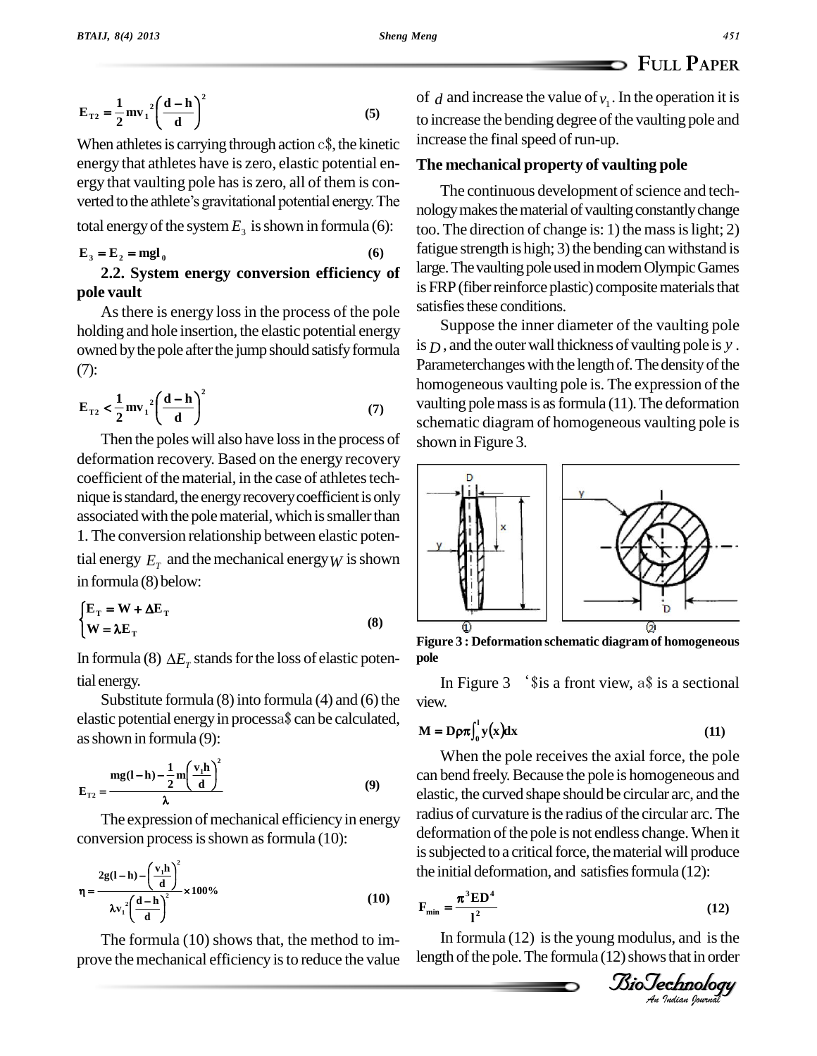$$E_{T2} = \frac{1}{2}mv_1^{\,2}\left(\frac{d-h}{d}\right)^2 \tag{5}$$

When athletes is carrying through action c$, the kinetic energy that athletes have is zero, elastic potential energy that vaulting pole has is zero, all of them is converted to the athlete's gravitational potential energy. The total energy of the system $E_3$ is shown in formula (6):

$$E_3 = E_2 = mgl_0 \tag{6}$$

### 2.2. System energy conversion efficiency of pole vault

As there is energy loss in the process of the pole holding and hole insertion, the elastic potential energy owned by the pole after the jump should satisfy formula (7):

$$E_{T2} < \frac{1}{2}mv_1^{\,2}\left(\frac{d-h}{d}\right)^2 \tag{7}$$

Then the poles will also have loss in the process of deformation recovery. Based on the energy recovery coefficient of the material, in the case of athletes technique is standard, the energy recovery coefficient is only associated with the pole material, which is smaller than 1. The conversion relationship between elastic potential energy $E_T$ and the mechanical energy $W$ is shown in formula (8) below:

$$\begin{cases} E_T = W + \Delta E_T \\ W = \lambda E_T \end{cases} \tag{8}$$

In formula (8) $\Delta E_T$ stands for the loss of elastic potential energy.

Substitute formula (8) into formula (4) and (6) the elastic potential energy in processa$ can be calculated, as shown in formula (9):

$$E_{T2} = \frac{mg(l-h) - \frac{1}{2}m\left(\frac{v_1 h}{d}\right)^2}{\lambda} \tag{9}$$

The expression of mechanical efficiency in energy conversion process is shown as formula (10):

$$\eta = \frac{2g(l-h) - \left(\frac{v_1 h}{d}\right)^2}{\lambda v_1^{\,2}\left(\frac{d-h}{d}\right)^2} \times 100\% \tag{10}$$

The formula (10) shows that, the method to improve the mechanical efficiency is to reduce the value of $d$ and increase the value of $v_1$. In the operation it is to increase the bending degree of the vaulting pole and increase the final speed of run-up.

### The mechanical property of vaulting pole

The continuous development of science and technology makes the material of vaulting constantly change too. The direction of change is: 1) the mass is light; 2) fatigue strength is high; 3) the bending can withstand is large. The vaulting pole used in modern Olympic Games is FRP (fiber reinforce plastic) composite materials that satisfies these conditions.

Suppose the inner diameter of the vaulting pole is $D$, and the outer wall thickness of vaulting pole is $y$. Parameterchanges with the length of. The density of the homogeneous vaulting pole is. The expression of the vaulting pole mass is as formula (11). The deformation schematic diagram of homogeneous vaulting pole is shown in Figure 3.

**Figure 3 : Deformation schematic diagram of homogeneous pole**

In Figure 3 '$is a front view, a$ is a sectional view.

$$M = D\rho\pi\int_0^l y(x)dx \tag{11}$$

When the pole receives the axial force, the pole can bend freely. Because the pole is homogeneous and elastic, the curved shape should be circular arc, and the radius of curvature is the radius of the circular arc. The deformation of the pole is not endless change. When it is subjected to a critical force, the material will produce the initial deformation, and satisfies formula (12):

$$F_{min} = \frac{\pi^3 ED^4}{l^2} \tag{12}$$

In formula (12) is the young modulus, and is the length of the pole. The formula (12) shows that in order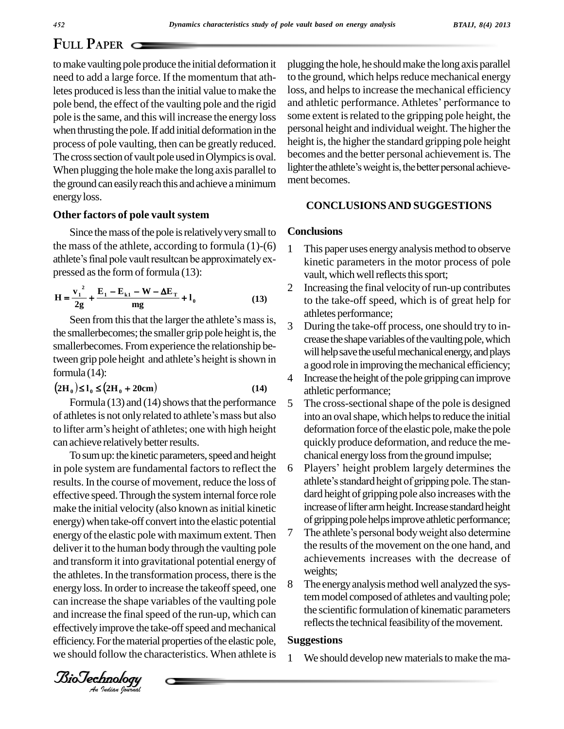to make vaulting pole produce the initial deformation it need to add a large force. If the momentum that athletes produced is less than the initial value to make the pole bend, the effect of the vaulting pole and the rigid pole is the same, and this will increase the energy loss when thrusting the pole. If add initial deformation in the process of pole vaulting, then can be greatly reduced. The cross section of vault pole used in Olympics is oval. When plugging the hole make the long axis parallel to the ground can easily reach this and achieve a minimum energy loss.

### Other factors of pole vault system

Since the mass of the pole is relatively very small to the mass of the athlete, according to formula (1)-(6) athlete's final pole vault result can be approximately expressed as the form of formula (13):

$$\mathbf{H} = \frac{\mathbf{v_1}^2}{\mathbf{2g}} + \frac{\mathbf{E_1} - \mathbf{E_{k1}} - \mathbf{W} - \Delta\mathbf{E_T}}{\mathbf{mg}} + \mathbf{l_0} \qquad (13)$$

Seen from this that the larger the athlete's mass is, the smallerbecomes; the smaller grip pole height is, the smallerbecomes. From experience the relationship between grip pole height and athlete's height is shown in formula (14):

$$(\mathbf{2H_0}) \leq \mathbf{l_0} \leq (\mathbf{2H_0} + \mathbf{20cm}) \qquad (14)$$

Formula (13) and (14) shows that the performance of athletes is not only related to athlete's mass but also to lifter arm's height of athletes; one with high height can achieve relatively better results.

To sum up: the kinetic parameters, speed and height in pole system are fundamental factors to reflect the results. In the course of movement, reduce the loss of effective speed. Through the system internal force role make the initial velocity (also known as initial kinetic energy) when take-off convert into the elastic potential energy of the elastic pole with maximum extent. Then deliver it to the human body through the vaulting pole and transform it into gravitational potential energy of the athletes. In the transformation process, there is the energy loss. In order to increase the takeoff speed, one can increase the shape variables of the vaulting pole and increase the final speed of the run-up, which can effectively improve the take-off speed and mechanical efficiency. For the material properties of the elastic pole, we should follow the characteristics. When athlete is plugging the hole, he should make the long axis parallel to the ground, which helps reduce mechanical energy loss, and helps to increase the mechanical efficiency and athletic performance. Athletes' performance to some extent is related to the gripping pole height, the personal height and individual weight. The higher the height is, the higher the standard gripping pole height becomes and the better personal achievement is. The lighter the athlete's weight is, the better personal achievement becomes.

## CONCLUSIONS AND SUGGESTIONS

### Conclusions

1. This paper uses energy analysis method to observe kinetic parameters in the motor process of pole vault, which well reflects this sport;
2. Increasing the final velocity of run-up contributes to the take-off speed, which is of great help for athletes performance;
3. During the take-off process, one should try to increase the shape variables of the vaulting pole, which will help save the useful mechanical energy, and plays a good role in improving the mechanical efficiency;
4. Increase the height of the pole gripping can improve athletic performance;
5. The cross-sectional shape of the pole is designed into an oval shape, which helps to reduce the initial deformation force of the elastic pole, make the pole quickly produce deformation, and reduce the mechanical energy loss from the ground impulse;
6. Players' height problem largely determines the athlete's standard height of gripping pole. The standard height of gripping pole also increases with the increase of lifter arm height. Increase standard height of gripping pole helps improve athletic performance;
7. The athlete's personal body weight also determine the results of the movement on the one hand, and achievements increases with the decrease of weights;
8. The energy analysis method well analyzed the system model composed of athletes and vaulting pole; the scientific formulation of kinematic parameters reflects the technical feasibility of the movement.

### Suggestions

1. We should develop new materials to make the ma-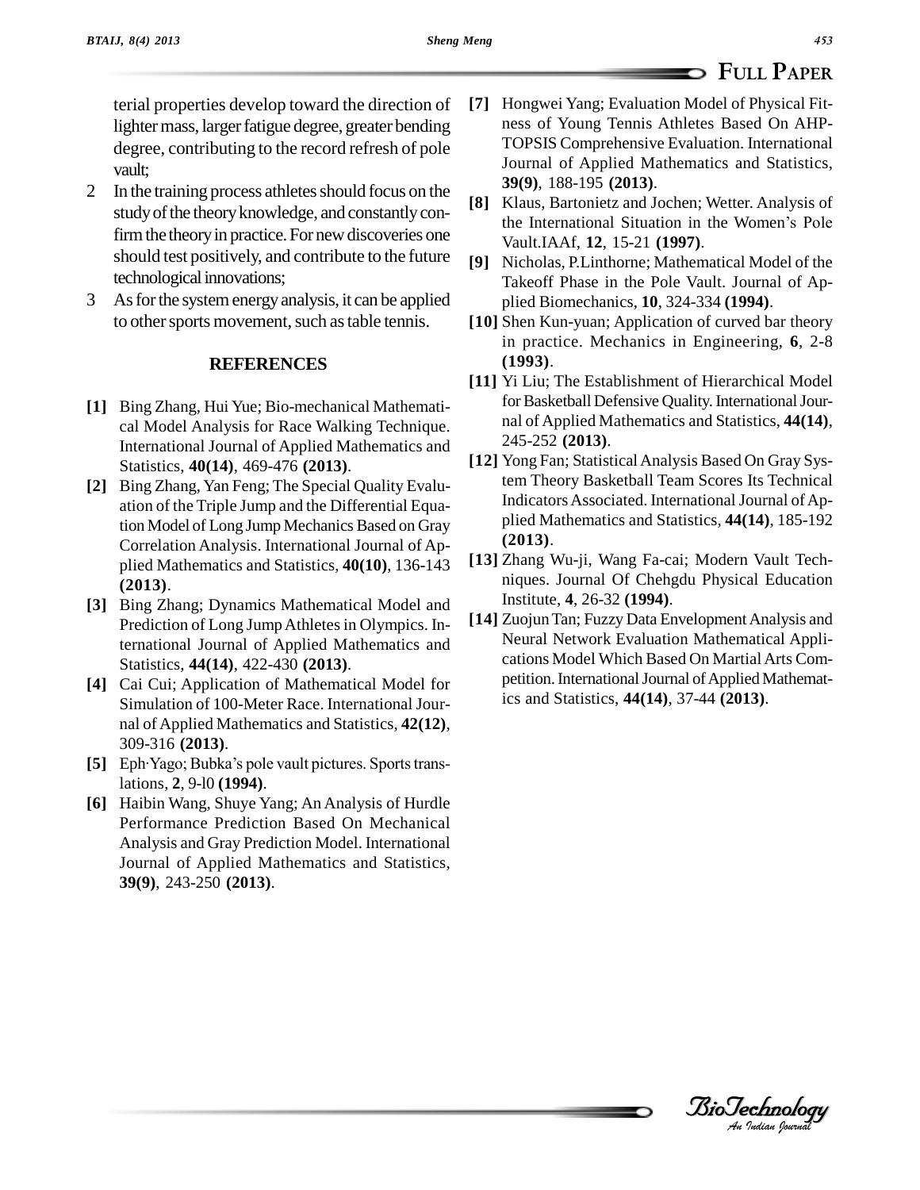terial properties develop toward the direction of lighter mass, larger fatigue degree, greater bending degree, contributing to the record refresh of pole vault;

2 In the training process athletes should focus on the study of the theory knowledge, and constantly confirm the theory in practice. For new discoveries one should test positively, and contribute to the future technological innovations;

3 As for the system energy analysis, it can be applied to other sports movement, such as table tennis.

## REFERENCES

**[1]** Bing Zhang, Hui Yue; Bio-mechanical Mathematical Model Analysis for Race Walking Technique. International Journal of Applied Mathematics and Statistics, **40(14)**, 469-476 **(2013)**.

**[2]** Bing Zhang, Yan Feng; The Special Quality Evaluation of the Triple Jump and the Differential Equation Model of Long Jump Mechanics Based on Gray Correlation Analysis. International Journal of Applied Mathematics and Statistics, **40(10)**, 136-143 **(2013)**.

**[3]** Bing Zhang; Dynamics Mathematical Model and Prediction of Long Jump Athletes in Olympics. International Journal of Applied Mathematics and Statistics, **44(14)**, 422-430 **(2013)**.

**[4]** Cai Cui; Application of Mathematical Model for Simulation of 100-Meter Race. International Journal of Applied Mathematics and Statistics, **42(12)**, 309-316 **(2013)**.

**[5]** Eph·Yago; Bubka's pole vault pictures. Sports translations, **2**, 9-l0 **(1994)**.

**[6]** Haibin Wang, Shuye Yang; An Analysis of Hurdle Performance Prediction Based On Mechanical Analysis and Gray Prediction Model. International Journal of Applied Mathematics and Statistics, **39(9)**, 243-250 **(2013)**.

**[7]** Hongwei Yang; Evaluation Model of Physical Fitness of Young Tennis Athletes Based On AHP-TOPSIS Comprehensive Evaluation. International Journal of Applied Mathematics and Statistics, **39(9)**, 188-195 **(2013)**.

**[8]** Klaus, Bartonietz and Jochen; Wetter. Analysis of the International Situation in the Women's Pole Vault.IAAf, **12**, 15-21 **(1997)**.

**[9]** Nicholas, P.Linthorne; Mathematical Model of the Takeoff Phase in the Pole Vault. Journal of Applied Biomechanics, **10**, 324-334 **(1994)**.

**[10]** Shen Kun-yuan; Application of curved bar theory in practice. Mechanics in Engineering, **6**, 2-8 **(1993)**.

**[11]** Yi Liu; The Establishment of Hierarchical Model for Basketball Defensive Quality. International Journal of Applied Mathematics and Statistics, **44(14)**, 245-252 **(2013)**.

**[12]** Yong Fan; Statistical Analysis Based On Gray System Theory Basketball Team Scores Its Technical Indicators Associated. International Journal of Applied Mathematics and Statistics, **44(14)**, 185-192 **(2013)**.

**[13]** Zhang Wu-ji, Wang Fa-cai; Modern Vault Techniques. Journal Of Chehgdu Physical Education Institute, **4**, 26-32 **(1994)**.

**[14]** Zuojun Tan; Fuzzy Data Envelopment Analysis and Neural Network Evaluation Mathematical Applications Model Which Based On Martial Arts Competition. International Journal of Applied Mathematics and Statistics, **44(14)**, 37-44 **(2013)**.